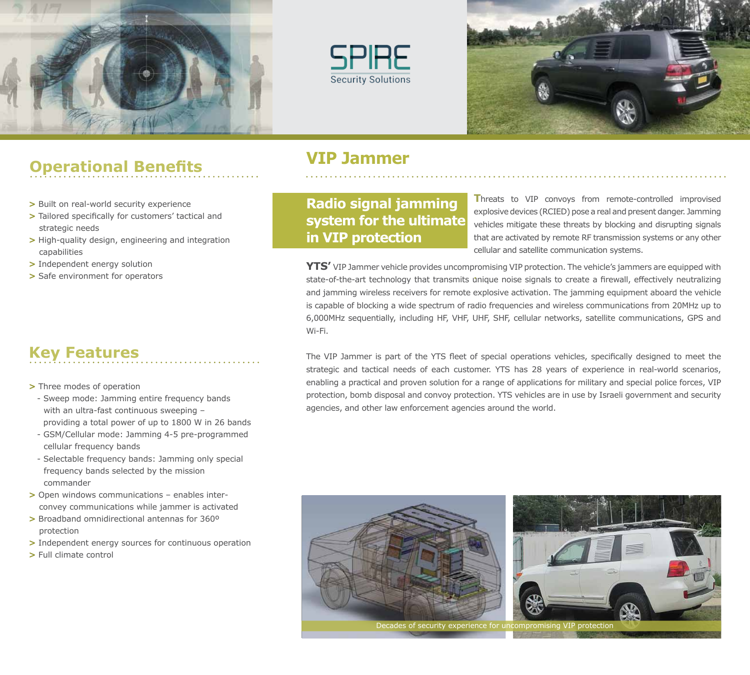SPIRE
Security Solutions

# VIP Jammer

## Radio signal jamming system for the ultimate in VIP protection

Threats to VIP convoys from remote-controlled improvised explosive devices (RCIED) pose a real and present danger. Jamming vehicles mitigate these threats by blocking and disrupting signals that are activated by remote RF transmission systems or any other cellular and satellite communication systems.

**YTS'** VIP Jammer vehicle provides uncompromising VIP protection. The vehicle's jammers are equipped with state-of-the-art technology that transmits unique noise signals to create a firewall, effectively neutralizing and jamming wireless receivers for remote explosive activation. The jamming equipment aboard the vehicle is capable of blocking a wide spectrum of radio frequencies and wireless communications from 20MHz up to 6,000MHz sequentially, including HF, VHF, UHF, SHF, cellular networks, satellite communications, GPS and Wi-Fi.

The VIP Jammer is part of the YTS fleet of special operations vehicles, specifically designed to meet the strategic and tactical needs of each customer. YTS has 28 years of experience in real-world scenarios, enabling a practical and proven solution for a range of applications for military and special police forces, VIP protection, bomb disposal and convoy protection. YTS vehicles are in use by Israeli government and security agencies, and other law enforcement agencies around the world.

## Operational Benefits

> Built on real-world security experience
> Tailored specifically for customers' tactical and strategic needs
> High-quality design, engineering and integration capabilities
> Independent energy solution
> Safe environment for operators

## Key Features

> Three modes of operation
  - Sweep mode: Jamming entire frequency bands with an ultra-fast continuous sweeping – providing a total power of up to 1800 W in 26 bands
  - GSM/Cellular mode: Jamming 4-5 pre-programmed cellular frequency bands
  - Selectable frequency bands: Jamming only special frequency bands selected by the mission commander
> Open windows communications – enables inter-convey communications while jammer is activated
> Broadband omnidirectional antennas for 360º protection
> Independent energy sources for continuous operation
> Full climate control

Decades of security experience for uncompromising VIP protection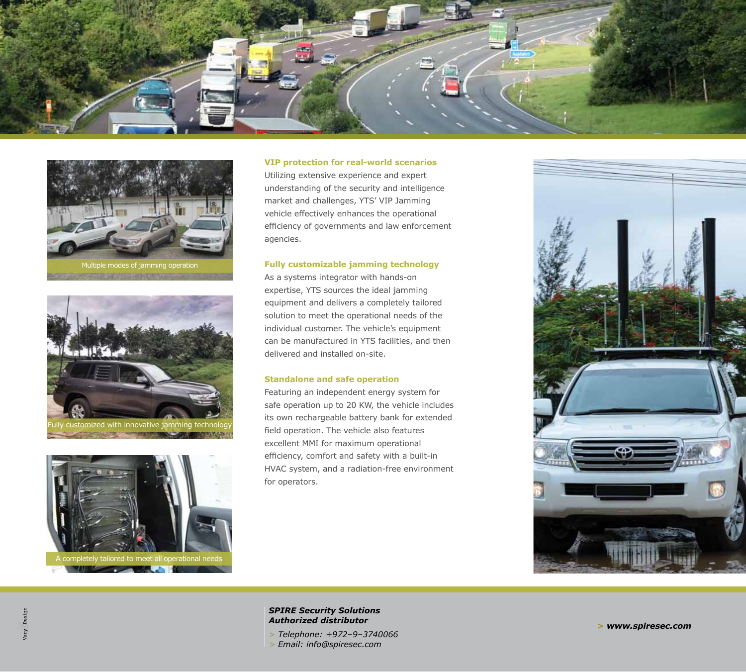Multiple modes of jamming operation

Fully customized with innovative jamming technology

A completely tailored to meet all operational needs

### VIP protection for real-world scenarios

Utilizing extensive experience and expert understanding of the security and intelligence market and challenges, YTS' VIP Jamming vehicle effectively enhances the operational efficiency of governments and law enforcement agencies.

### Fully customizable jamming technology

As a systems integrator with hands-on expertise, YTS sources the ideal jamming equipment and delivers a completely tailored solution to meet the operational needs of the individual customer. The vehicle's equipment can be manufactured in YTS facilities, and then delivered and installed on-site.

### Standalone and safe operation

Featuring an independent energy system for safe operation up to 20 KW, the vehicle includes its own rechargeable battery bank for extended field operation. The vehicle also features excellent MMI for maximum operational efficiency, comfort and safety with a built-in HVAC system, and a radiation-free environment for operators.

***SPIRE Security Solutions***
***Authorized distributor***

*> Telephone: +972–9–3740066*
*> Email: info@spiresec.com*

***> www.spiresec.com***

Vary Design